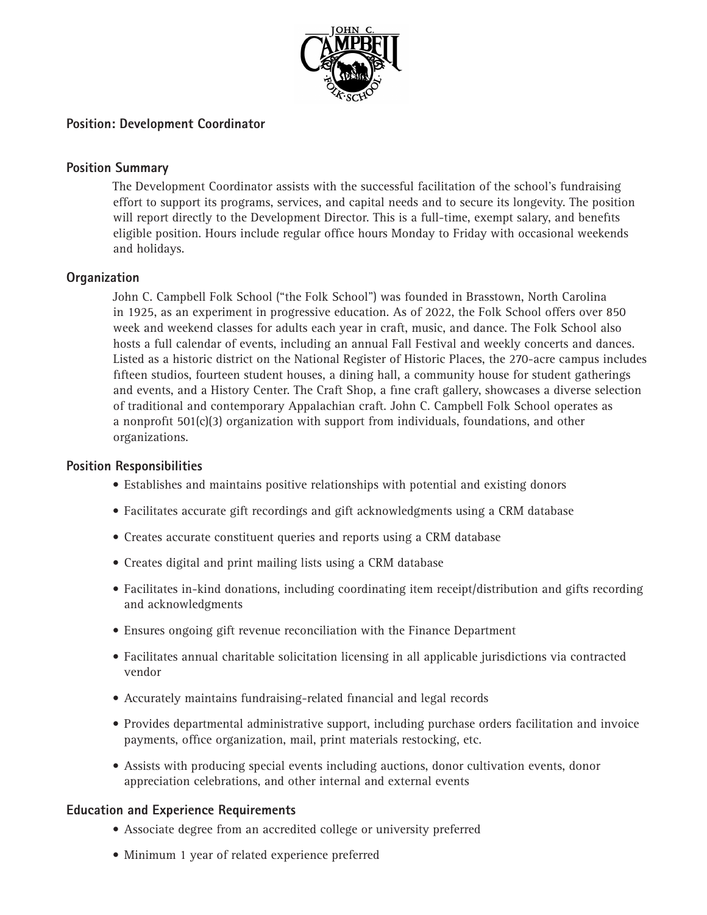**Position: Development Coordinator**

## Position Summary

The Development Coordinator assists with the successful facilitation of the school's fundraising effort to support its programs, services, and capital needs and to secure its longevity. The position will report directly to the Development Director. This is a full-time, exempt salary, and benefits eligible position. Hours include regular office hours Monday to Friday with occasional weekends and holidays.

## Organization

John C. Campbell Folk School ("the Folk School") was founded in Brasstown, North Carolina in 1925, as an experiment in progressive education. As of 2022, the Folk School offers over 850 week and weekend classes for adults each year in craft, music, and dance. The Folk School also hosts a full calendar of events, including an annual Fall Festival and weekly concerts and dances. Listed as a historic district on the National Register of Historic Places, the 270-acre campus includes fifteen studios, fourteen student houses, a dining hall, a community house for student gatherings and events, and a History Center. The Craft Shop, a fine craft gallery, showcases a diverse selection of traditional and contemporary Appalachian craft. John C. Campbell Folk School operates as a nonprofit 501(c)(3) organization with support from individuals, foundations, and other organizations.

## Position Responsibilities

- Establishes and maintains positive relationships with potential and existing donors
- Facilitates accurate gift recordings and gift acknowledgments using a CRM database
- Creates accurate constituent queries and reports using a CRM database
- Creates digital and print mailing lists using a CRM database
- Facilitates in-kind donations, including coordinating item receipt/distribution and gifts recording and acknowledgments
- Ensures ongoing gift revenue reconciliation with the Finance Department
- Facilitates annual charitable solicitation licensing in all applicable jurisdictions via contracted vendor
- Accurately maintains fundraising-related financial and legal records
- Provides departmental administrative support, including purchase orders facilitation and invoice payments, office organization, mail, print materials restocking, etc.
- Assists with producing special events including auctions, donor cultivation events, donor appreciation celebrations, and other internal and external events

## Education and Experience Requirements

- Associate degree from an accredited college or university preferred
- Minimum 1 year of related experience preferred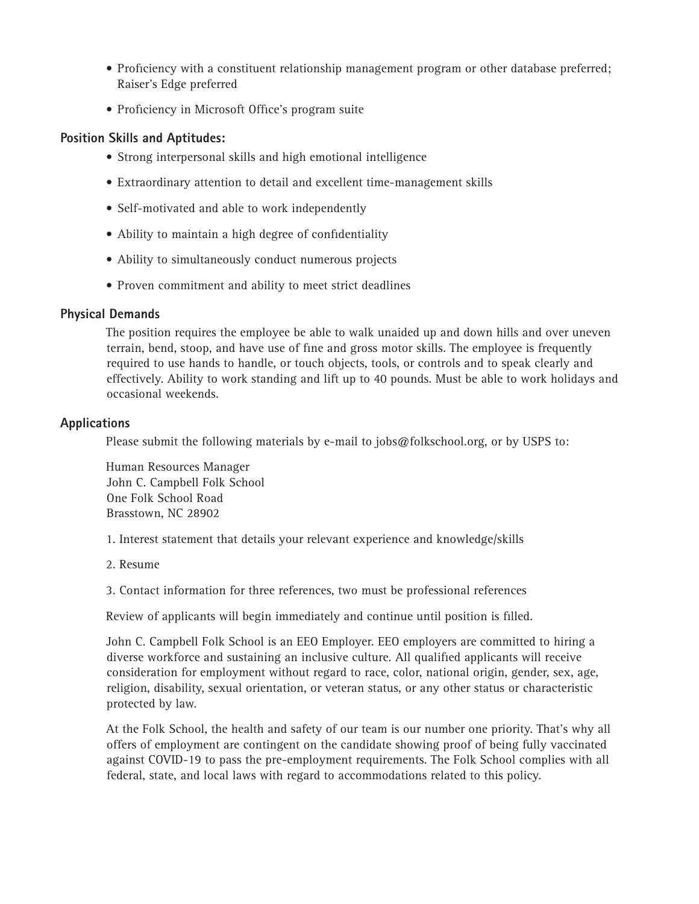- Proficiency with a constituent relationship management program or other database preferred; Raiser's Edge preferred
- Proficiency in Microsoft Office's program suite

### Position Skills and Aptitudes:

- Strong interpersonal skills and high emotional intelligence
- Extraordinary attention to detail and excellent time-management skills
- Self-motivated and able to work independently
- Ability to maintain a high degree of confidentiality
- Ability to simultaneously conduct numerous projects
- Proven commitment and ability to meet strict deadlines

### Physical Demands

The position requires the employee be able to walk unaided up and down hills and over uneven terrain, bend, stoop, and have use of fine and gross motor skills. The employee is frequently required to use hands to handle, or touch objects, tools, or controls and to speak clearly and effectively. Ability to work standing and lift up to 40 pounds. Must be able to work holidays and occasional weekends.

### Applications

Please submit the following materials by e-mail to jobs@folkschool.org, or by USPS to:

Human Resources Manager
John C. Campbell Folk School
One Folk School Road
Brasstown, NC 28902

1. Interest statement that details your relevant experience and knowledge/skills
2. Resume
3. Contact information for three references, two must be professional references

Review of applicants will begin immediately and continue until position is filled.

John C. Campbell Folk School is an EEO Employer. EEO employers are committed to hiring a diverse workforce and sustaining an inclusive culture. All qualified applicants will receive consideration for employment without regard to race, color, national origin, gender, sex, age, religion, disability, sexual orientation, or veteran status, or any other status or characteristic protected by law.

At the Folk School, the health and safety of our team is our number one priority. That's why all offers of employment are contingent on the candidate showing proof of being fully vaccinated against COVID-19 to pass the pre-employment requirements. The Folk School complies with all federal, state, and local laws with regard to accommodations related to this policy.